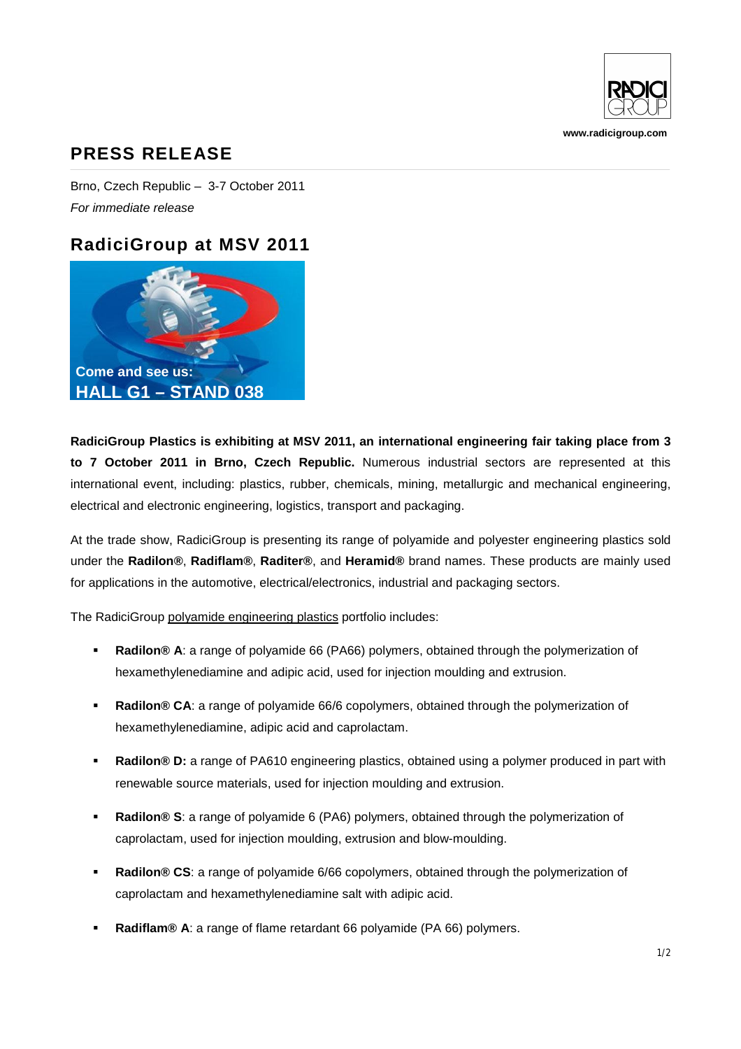www.radicigroup.com

# PRESS RELEASE

Brno, Czech Republic – 3-7 October 2011
*For immediate release*

## RadiciGroup at MSV 2011

Come and see us:
HALL G1 – STAND 038

**RadiciGroup Plastics is exhibiting at MSV 2011, an international engineering fair taking place from 3 to 7 October 2011 in Brno, Czech Republic.** Numerous industrial sectors are represented at this international event, including: plastics, rubber, chemicals, mining, metallurgic and mechanical engineering, electrical and electronic engineering, logistics, transport and packaging.

At the trade show, RadiciGroup is presenting its range of polyamide and polyester engineering plastics sold under the **Radilon®**, **Radiflam®**, **Raditer®**, and **Heramid®** brand names. These products are mainly used for applications in the automotive, electrical/electronics, industrial and packaging sectors.

The RadiciGroup polyamide engineering plastics portfolio includes:

- **Radilon® A**: a range of polyamide 66 (PA66) polymers, obtained through the polymerization of hexamethylenediamine and adipic acid, used for injection moulding and extrusion.
- **Radilon® CA**: a range of polyamide 66/6 copolymers, obtained through the polymerization of hexamethylenediamine, adipic acid and caprolactam.
- **Radilon® D:** a range of PA610 engineering plastics, obtained using a polymer produced in part with renewable source materials, used for injection moulding and extrusion.
- **Radilon® S**: a range of polyamide 6 (PA6) polymers, obtained through the polymerization of caprolactam, used for injection moulding, extrusion and blow-moulding.
- **Radilon® CS**: a range of polyamide 6/66 copolymers, obtained through the polymerization of caprolactam and hexamethylenediamine salt with adipic acid.
- **Radiflam® A**: a range of flame retardant 66 polyamide (PA 66) polymers.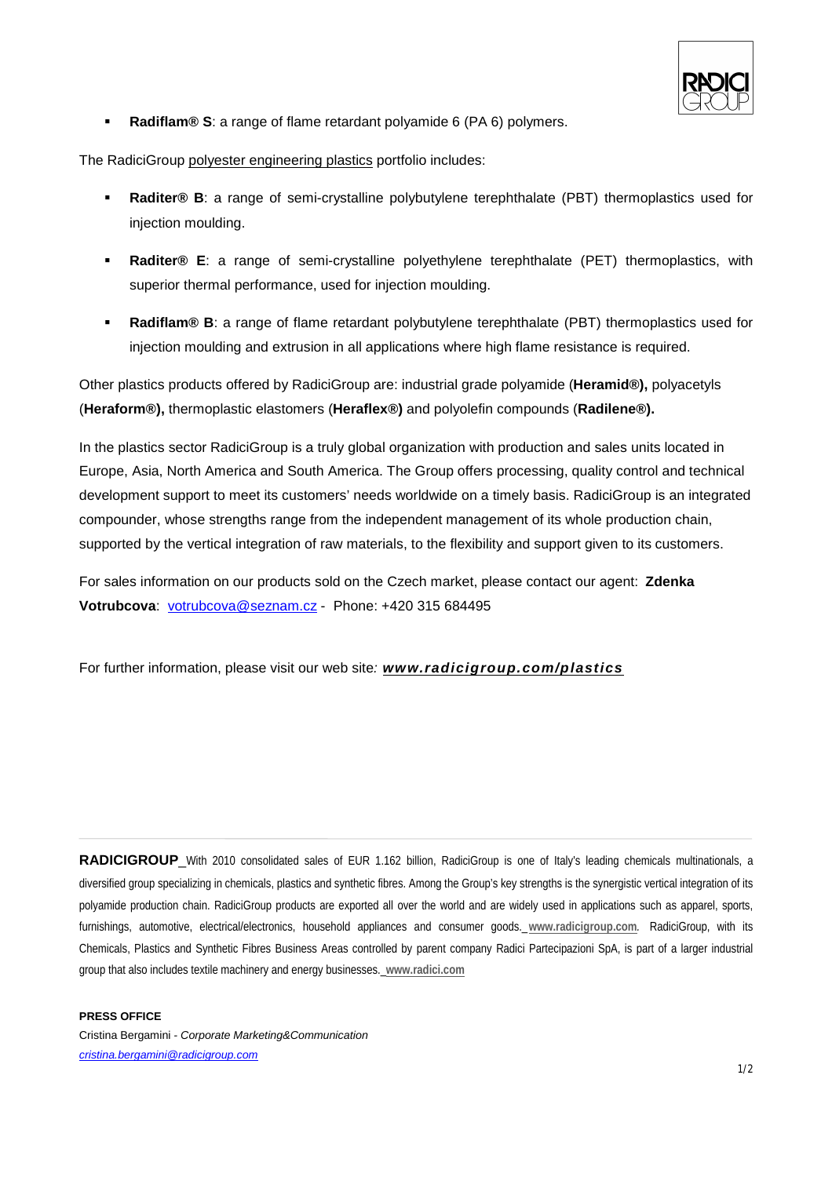- **Radiflam® S**: a range of flame retardant polyamide 6 (PA 6) polymers.

The RadiciGroup polyester engineering plastics portfolio includes:

- **Raditer® B**: a range of semi-crystalline polybutylene terephthalate (PBT) thermoplastics used for injection moulding.
- **Raditer® E**: a range of semi-crystalline polyethylene terephthalate (PET) thermoplastics, with superior thermal performance, used for injection moulding.
- **Radiflam® B**: a range of flame retardant polybutylene terephthalate (PBT) thermoplastics used for injection moulding and extrusion in all applications where high flame resistance is required.

Other plastics products offered by RadiciGroup are: industrial grade polyamide (**Heramid®),** polyacetyls (**Heraform®),** thermoplastic elastomers (**Heraflex®)** and polyolefin compounds (**Radilene®).**

In the plastics sector RadiciGroup is a truly global organization with production and sales units located in Europe, Asia, North America and South America. The Group offers processing, quality control and technical development support to meet its customers' needs worldwide on a timely basis. RadiciGroup is an integrated compounder, whose strengths range from the independent management of its whole production chain, supported by the vertical integration of raw materials, to the flexibility and support given to its customers.

For sales information on our products sold on the Czech market, please contact our agent: **Zdenka Votrubcova**: votrubcova@seznam.cz - Phone: +420 315 684495

For further information, please visit our web site*:* ***www.radicigroup.com/plastics***

---

**RADICIGROUP** With 2010 consolidated sales of EUR 1.162 billion, RadiciGroup is one of Italy's leading chemicals multinationals, a diversified group specializing in chemicals, plastics and synthetic fibres. Among the Group's key strengths is the synergistic vertical integration of its polyamide production chain. RadiciGroup products are exported all over the world and are widely used in applications such as apparel, sports, furnishings, automotive, electrical/electronics, household appliances and consumer goods. **www.radicigroup.com**. RadiciGroup, with its Chemicals, Plastics and Synthetic Fibres Business Areas controlled by parent company Radici Partecipazioni SpA, is part of a larger industrial group that also includes textile machinery and energy businesses. **www.radici.com**

**PRESS OFFICE**
Cristina Bergamini - *Corporate Marketing&Communication*
*cristina.bergamini@radicigroup.com*